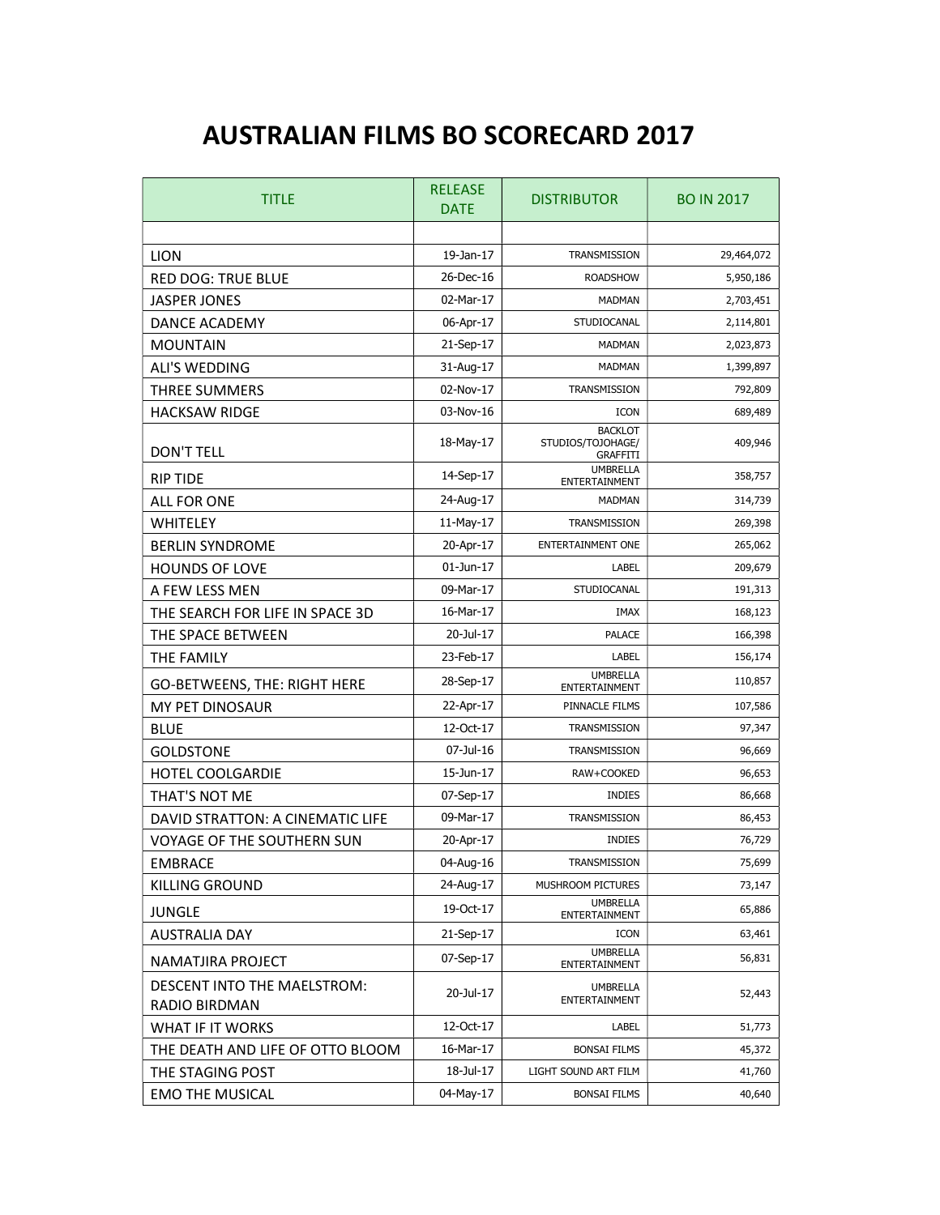# AUSTRALIAN FILMS BO SCORECARD 2017

| TITLE | RELEASE DATE | DISTRIBUTOR | BO IN 2017 |
|---|---|---|---|
| | | | |
| LION | 19-Jan-17 | TRANSMISSION | 29,464,072 |
| RED DOG: TRUE BLUE | 26-Dec-16 | ROADSHOW | 5,950,186 |
| JASPER JONES | 02-Mar-17 | MADMAN | 2,703,451 |
| DANCE ACADEMY | 06-Apr-17 | STUDIOCANAL | 2,114,801 |
| MOUNTAIN | 21-Sep-17 | MADMAN | 2,023,873 |
| ALI'S WEDDING | 31-Aug-17 | MADMAN | 1,399,897 |
| THREE SUMMERS | 02-Nov-17 | TRANSMISSION | 792,809 |
| HACKSAW RIDGE | 03-Nov-16 | ICON | 689,489 |
| DON'T TELL | 18-May-17 | BACKLOT STUDIOS/TOJOHAGE/ GRAFFITI | 409,946 |
| RIP TIDE | 14-Sep-17 | UMBRELLA ENTERTAINMENT | 358,757 |
| ALL FOR ONE | 24-Aug-17 | MADMAN | 314,739 |
| WHITELEY | 11-May-17 | TRANSMISSION | 269,398 |
| BERLIN SYNDROME | 20-Apr-17 | ENTERTAINMENT ONE | 265,062 |
| HOUNDS OF LOVE | 01-Jun-17 | LABEL | 209,679 |
| A FEW LESS MEN | 09-Mar-17 | STUDIOCANAL | 191,313 |
| THE SEARCH FOR LIFE IN SPACE 3D | 16-Mar-17 | IMAX | 168,123 |
| THE SPACE BETWEEN | 20-Jul-17 | PALACE | 166,398 |
| THE FAMILY | 23-Feb-17 | LABEL | 156,174 |
| GO-BETWEENS, THE: RIGHT HERE | 28-Sep-17 | UMBRELLA ENTERTAINMENT | 110,857 |
| MY PET DINOSAUR | 22-Apr-17 | PINNACLE FILMS | 107,586 |
| BLUE | 12-Oct-17 | TRANSMISSION | 97,347 |
| GOLDSTONE | 07-Jul-16 | TRANSMISSION | 96,669 |
| HOTEL COOLGARDIE | 15-Jun-17 | RAW+COOKED | 96,653 |
| THAT'S NOT ME | 07-Sep-17 | INDIES | 86,668 |
| DAVID STRATTON: A CINEMATIC LIFE | 09-Mar-17 | TRANSMISSION | 86,453 |
| VOYAGE OF THE SOUTHERN SUN | 20-Apr-17 | INDIES | 76,729 |
| EMBRACE | 04-Aug-16 | TRANSMISSION | 75,699 |
| KILLING GROUND | 24-Aug-17 | MUSHROOM PICTURES | 73,147 |
| JUNGLE | 19-Oct-17 | UMBRELLA ENTERTAINMENT | 65,886 |
| AUSTRALIA DAY | 21-Sep-17 | ICON | 63,461 |
| NAMATJIRA PROJECT | 07-Sep-17 | UMBRELLA ENTERTAINMENT | 56,831 |
| DESCENT INTO THE MAELSTROM: RADIO BIRDMAN | 20-Jul-17 | UMBRELLA ENTERTAINMENT | 52,443 |
| WHAT IF IT WORKS | 12-Oct-17 | LABEL | 51,773 |
| THE DEATH AND LIFE OF OTTO BLOOM | 16-Mar-17 | BONSAI FILMS | 45,372 |
| THE STAGING POST | 18-Jul-17 | LIGHT SOUND ART FILM | 41,760 |
| EMO THE MUSICAL | 04-May-17 | BONSAI FILMS | 40,640 |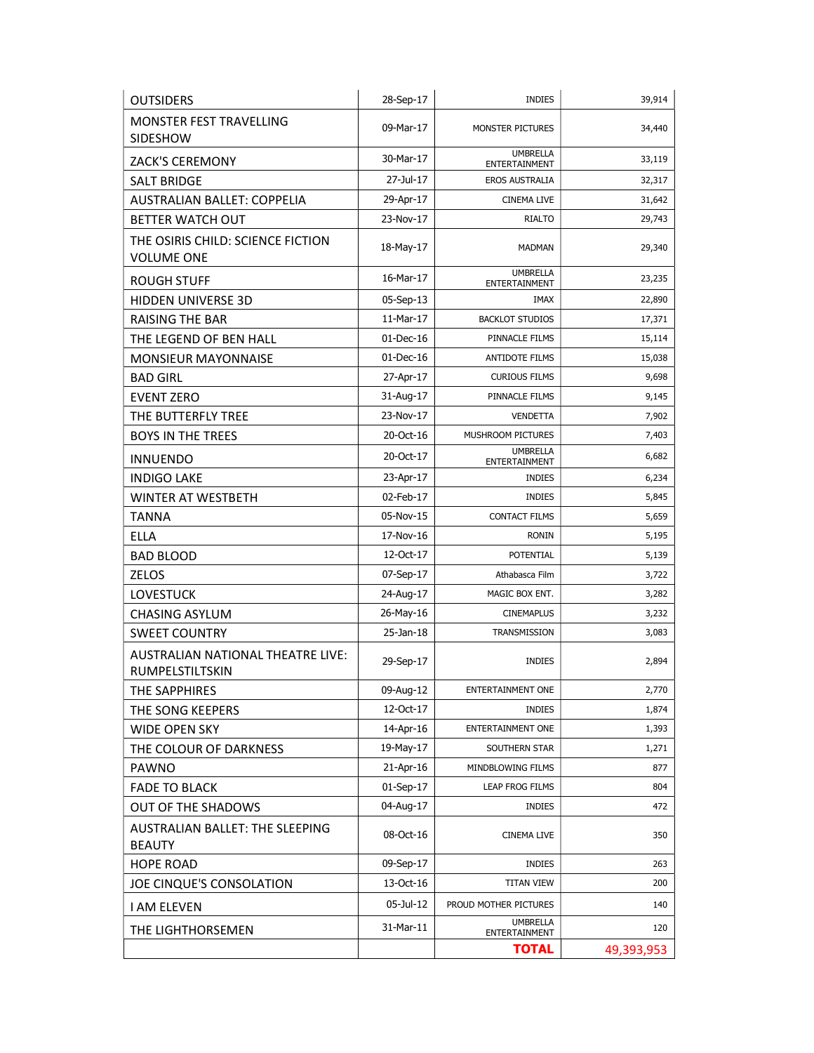| | | | |
|---|---|---|---|
| OUTSIDERS | 28-Sep-17 | INDIES | 39,914 |
| MONSTER FEST TRAVELLING SIDESHOW | 09-Mar-17 | MONSTER PICTURES | 34,440 |
| ZACK'S CEREMONY | 30-Mar-17 | UMBRELLA ENTERTAINMENT | 33,119 |
| SALT BRIDGE | 27-Jul-17 | EROS AUSTRALIA | 32,317 |
| AUSTRALIAN BALLET: COPPELIA | 29-Apr-17 | CINEMA LIVE | 31,642 |
| BETTER WATCH OUT | 23-Nov-17 | RIALTO | 29,743 |
| THE OSIRIS CHILD: SCIENCE FICTION VOLUME ONE | 18-May-17 | MADMAN | 29,340 |
| ROUGH STUFF | 16-Mar-17 | UMBRELLA ENTERTAINMENT | 23,235 |
| HIDDEN UNIVERSE 3D | 05-Sep-13 | IMAX | 22,890 |
| RAISING THE BAR | 11-Mar-17 | BACKLOT STUDIOS | 17,371 |
| THE LEGEND OF BEN HALL | 01-Dec-16 | PINNACLE FILMS | 15,114 |
| MONSIEUR MAYONNAISE | 01-Dec-16 | ANTIDOTE FILMS | 15,038 |
| BAD GIRL | 27-Apr-17 | CURIOUS FILMS | 9,698 |
| EVENT ZERO | 31-Aug-17 | PINNACLE FILMS | 9,145 |
| THE BUTTERFLY TREE | 23-Nov-17 | VENDETTA | 7,902 |
| BOYS IN THE TREES | 20-Oct-16 | MUSHROOM PICTURES | 7,403 |
| INNUENDO | 20-Oct-17 | UMBRELLA ENTERTAINMENT | 6,682 |
| INDIGO LAKE | 23-Apr-17 | INDIES | 6,234 |
| WINTER AT WESTBETH | 02-Feb-17 | INDIES | 5,845 |
| TANNA | 05-Nov-15 | CONTACT FILMS | 5,659 |
| ELLA | 17-Nov-16 | RONIN | 5,195 |
| BAD BLOOD | 12-Oct-17 | POTENTIAL | 5,139 |
| ZELOS | 07-Sep-17 | Athabasca Film | 3,722 |
| LOVESTUCK | 24-Aug-17 | MAGIC BOX ENT. | 3,282 |
| CHASING ASYLUM | 26-May-16 | CINEMAPLUS | 3,232 |
| SWEET COUNTRY | 25-Jan-18 | TRANSMISSION | 3,083 |
| AUSTRALIAN NATIONAL THEATRE LIVE: RUMPELSTILTSKIN | 29-Sep-17 | INDIES | 2,894 |
| THE SAPPHIRES | 09-Aug-12 | ENTERTAINMENT ONE | 2,770 |
| THE SONG KEEPERS | 12-Oct-17 | INDIES | 1,874 |
| WIDE OPEN SKY | 14-Apr-16 | ENTERTAINMENT ONE | 1,393 |
| THE COLOUR OF DARKNESS | 19-May-17 | SOUTHERN STAR | 1,271 |
| PAWNO | 21-Apr-16 | MINDBLOWING FILMS | 877 |
| FADE TO BLACK | 01-Sep-17 | LEAP FROG FILMS | 804 |
| OUT OF THE SHADOWS | 04-Aug-17 | INDIES | 472 |
| AUSTRALIAN BALLET: THE SLEEPING BEAUTY | 08-Oct-16 | CINEMA LIVE | 350 |
| HOPE ROAD | 09-Sep-17 | INDIES | 263 |
| JOE CINQUE'S CONSOLATION | 13-Oct-16 | TITAN VIEW | 200 |
| I AM ELEVEN | 05-Jul-12 | PROUD MOTHER PICTURES | 140 |
| THE LIGHTHORSEMEN | 31-Mar-11 | UMBRELLA ENTERTAINMENT | 120 |
| | | **TOTAL** | 49,393,953 |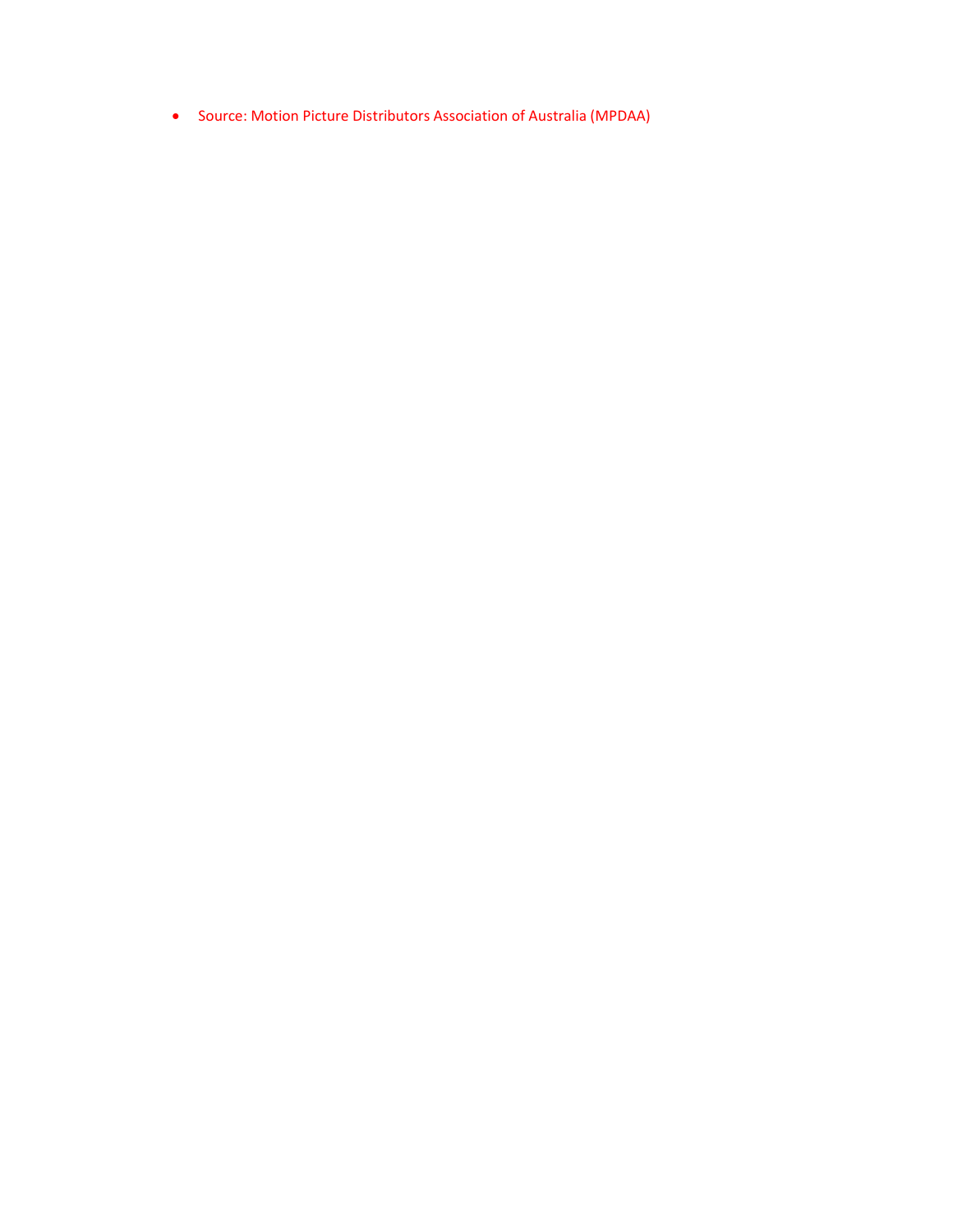- Source: Motion Picture Distributors Association of Australia (MPDAA)